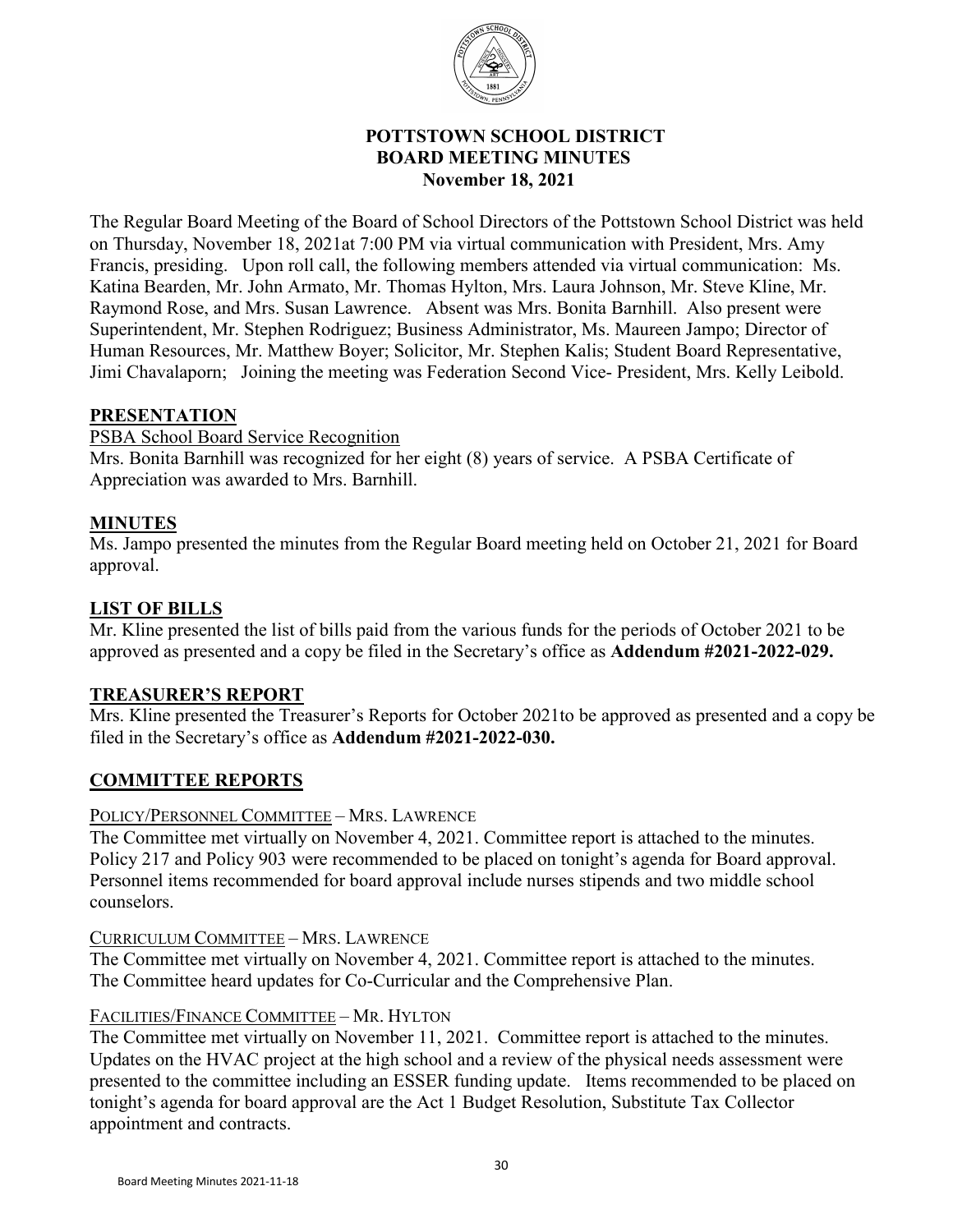# POTTSTOWN SCHOOL DISTRICT
## BOARD MEETING MINUTES
### November 18, 2021

The Regular Board Meeting of the Board of School Directors of the Pottstown School District was held on Thursday, November 18, 2021at 7:00 PM via virtual communication with President, Mrs. Amy Francis, presiding. Upon roll call, the following members attended via virtual communication: Ms. Katina Bearden, Mr. John Armato, Mr. Thomas Hylton, Mrs. Laura Johnson, Mr. Steve Kline, Mr. Raymond Rose, and Mrs. Susan Lawrence. Absent was Mrs. Bonita Barnhill. Also present were Superintendent, Mr. Stephen Rodriguez; Business Administrator, Ms. Maureen Jampo; Director of Human Resources, Mr. Matthew Boyer; Solicitor, Mr. Stephen Kalis; Student Board Representative, Jimi Chavalaporn; Joining the meeting was Federation Second Vice- President, Mrs. Kelly Leibold.

## PRESENTATION

PSBA School Board Service Recognition

Mrs. Bonita Barnhill was recognized for her eight (8) years of service. A PSBA Certificate of Appreciation was awarded to Mrs. Barnhill.

## MINUTES

Ms. Jampo presented the minutes from the Regular Board meeting held on October 21, 2021 for Board approval.

## LIST OF BILLS

Mr. Kline presented the list of bills paid from the various funds for the periods of October 2021 to be approved as presented and a copy be filed in the Secretary's office as **Addendum #2021-2022-029.**

## TREASURER'S REPORT

Mrs. Kline presented the Treasurer's Reports for October 2021to be approved as presented and a copy be filed in the Secretary's office as **Addendum #2021-2022-030.**

## COMMITTEE REPORTS

POLICY/PERSONNEL COMMITTEE – MRS. LAWRENCE

The Committee met virtually on November 4, 2021. Committee report is attached to the minutes. Policy 217 and Policy 903 were recommended to be placed on tonight's agenda for Board approval. Personnel items recommended for board approval include nurses stipends and two middle school counselors.

CURRICULUM COMMITTEE – MRS. LAWRENCE

The Committee met virtually on November 4, 2021. Committee report is attached to the minutes. The Committee heard updates for Co-Curricular and the Comprehensive Plan.

FACILITIES/FINANCE COMMITTEE – MR. HYLTON

The Committee met virtually on November 11, 2021. Committee report is attached to the minutes. Updates on the HVAC project at the high school and a review of the physical needs assessment were presented to the committee including an ESSER funding update. Items recommended to be placed on tonight's agenda for board approval are the Act 1 Budget Resolution, Substitute Tax Collector appointment and contracts.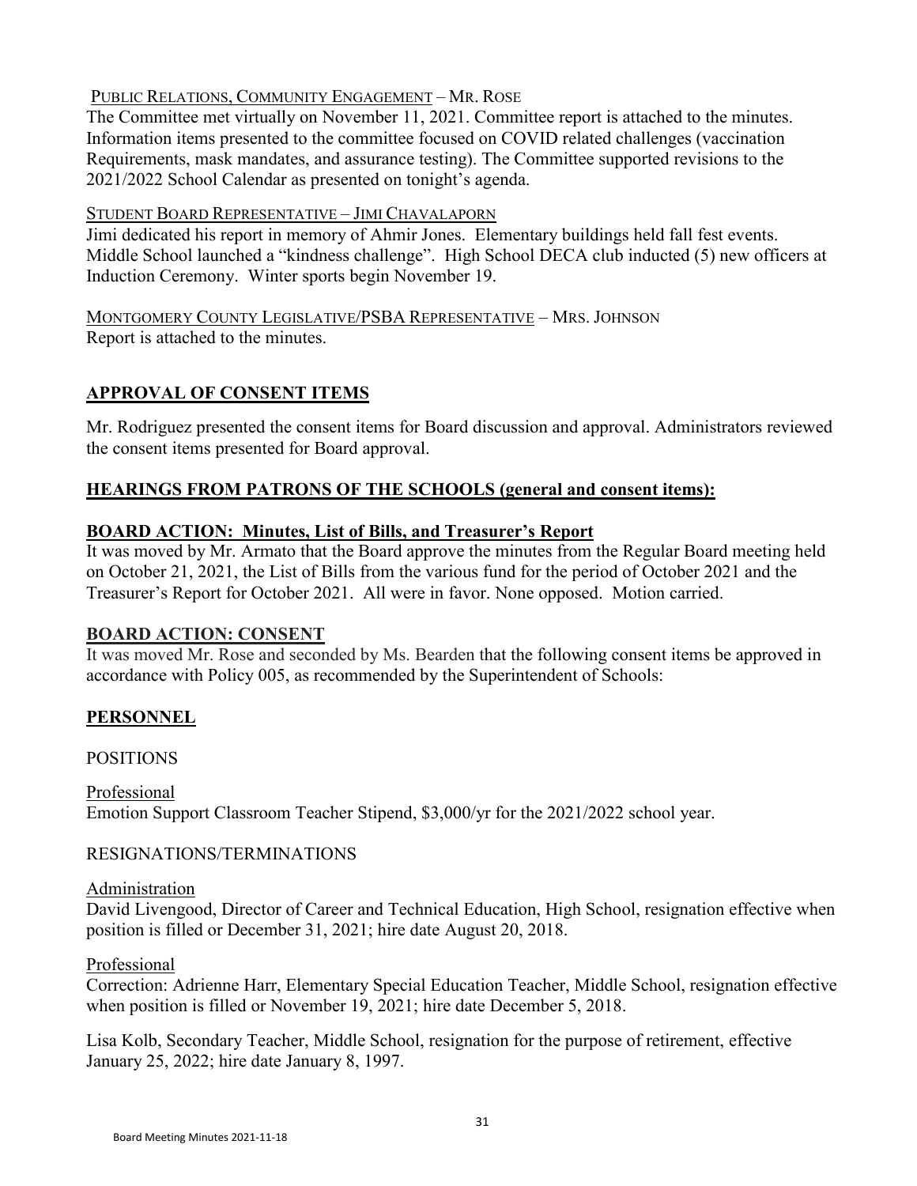PUBLIC RELATIONS, COMMUNITY ENGAGEMENT – MR. ROSE

The Committee met virtually on November 11, 2021. Committee report is attached to the minutes. Information items presented to the committee focused on COVID related challenges (vaccination Requirements, mask mandates, and assurance testing). The Committee supported revisions to the 2021/2022 School Calendar as presented on tonight's agenda.

STUDENT BOARD REPRESENTATIVE – JIMI CHAVALAPORN

Jimi dedicated his report in memory of Ahmir Jones. Elementary buildings held fall fest events. Middle School launched a "kindness challenge". High School DECA club inducted (5) new officers at Induction Ceremony. Winter sports begin November 19.

MONTGOMERY COUNTY LEGISLATIVE/PSBA REPRESENTATIVE – MRS. JOHNSON

Report is attached to the minutes.

## APPROVAL OF CONSENT ITEMS

Mr. Rodriguez presented the consent items for Board discussion and approval. Administrators reviewed the consent items presented for Board approval.

## HEARINGS FROM PATRONS OF THE SCHOOLS (general and consent items):

## BOARD ACTION: Minutes, List of Bills, and Treasurer's Report

It was moved by Mr. Armato that the Board approve the minutes from the Regular Board meeting held on October 21, 2021, the List of Bills from the various fund for the period of October 2021 and the Treasurer's Report for October 2021. All were in favor. None opposed. Motion carried.

## BOARD ACTION: CONSENT

It was moved Mr. Rose and seconded by Ms. Bearden that the following consent items be approved in accordance with Policy 005, as recommended by the Superintendent of Schools:

## PERSONNEL

POSITIONS

Professional

Emotion Support Classroom Teacher Stipend, $3,000/yr for the 2021/2022 school year.

RESIGNATIONS/TERMINATIONS

Administration

David Livengood, Director of Career and Technical Education, High School, resignation effective when position is filled or December 31, 2021; hire date August 20, 2018.

Professional

Correction: Adrienne Harr, Elementary Special Education Teacher, Middle School, resignation effective when position is filled or November 19, 2021; hire date December 5, 2018.

Lisa Kolb, Secondary Teacher, Middle School, resignation for the purpose of retirement, effective January 25, 2022; hire date January 8, 1997.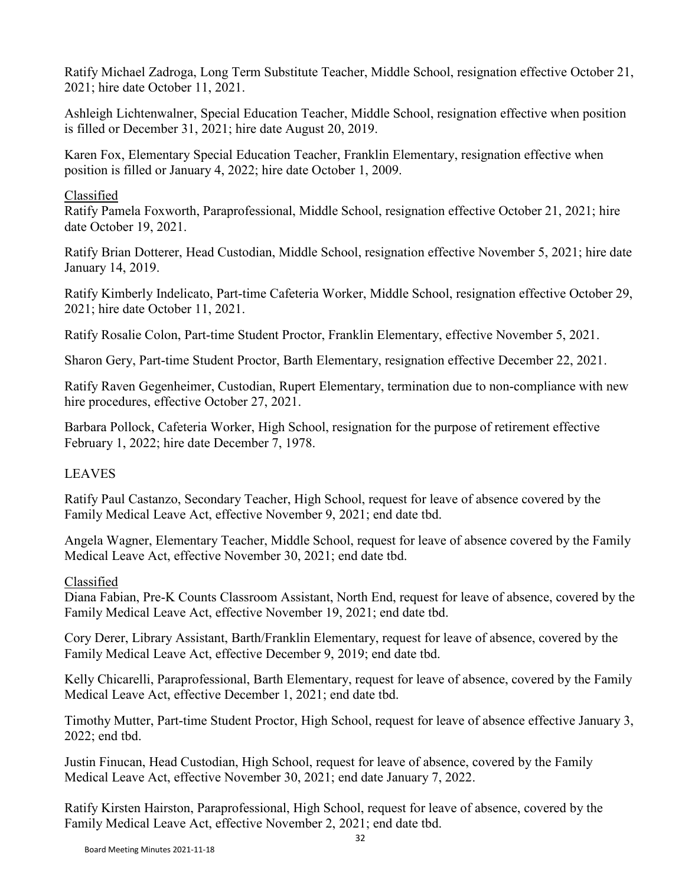Ratify Michael Zadroga, Long Term Substitute Teacher, Middle School, resignation effective October 21, 2021; hire date October 11, 2021.

Ashleigh Lichtenwalner, Special Education Teacher, Middle School, resignation effective when position is filled or December 31, 2021; hire date August 20, 2019.

Karen Fox, Elementary Special Education Teacher, Franklin Elementary, resignation effective when position is filled or January 4, 2022; hire date October 1, 2009.

Classified

Ratify Pamela Foxworth, Paraprofessional, Middle School, resignation effective October 21, 2021; hire date October 19, 2021.

Ratify Brian Dotterer, Head Custodian, Middle School, resignation effective November 5, 2021; hire date January 14, 2019.

Ratify Kimberly Indelicato, Part-time Cafeteria Worker, Middle School, resignation effective October 29, 2021; hire date October 11, 2021.

Ratify Rosalie Colon, Part-time Student Proctor, Franklin Elementary, effective November 5, 2021.

Sharon Gery, Part-time Student Proctor, Barth Elementary, resignation effective December 22, 2021.

Ratify Raven Gegenheimer, Custodian, Rupert Elementary, termination due to non-compliance with new hire procedures, effective October 27, 2021.

Barbara Pollock, Cafeteria Worker, High School, resignation for the purpose of retirement effective February 1, 2022; hire date December 7, 1978.

LEAVES

Ratify Paul Castanzo, Secondary Teacher, High School, request for leave of absence covered by the Family Medical Leave Act, effective November 9, 2021; end date tbd.

Angela Wagner, Elementary Teacher, Middle School, request for leave of absence covered by the Family Medical Leave Act, effective November 30, 2021; end date tbd.

Classified

Diana Fabian, Pre-K Counts Classroom Assistant, North End, request for leave of absence, covered by the Family Medical Leave Act, effective November 19, 2021; end date tbd.

Cory Derer, Library Assistant, Barth/Franklin Elementary, request for leave of absence, covered by the Family Medical Leave Act, effective December 9, 2019; end date tbd.

Kelly Chicarelli, Paraprofessional, Barth Elementary, request for leave of absence, covered by the Family Medical Leave Act, effective December 1, 2021; end date tbd.

Timothy Mutter, Part-time Student Proctor, High School, request for leave of absence effective January 3, 2022; end tbd.

Justin Finucan, Head Custodian, High School, request for leave of absence, covered by the Family Medical Leave Act, effective November 30, 2021; end date January 7, 2022.

Ratify Kirsten Hairston, Paraprofessional, High School, request for leave of absence, covered by the Family Medical Leave Act, effective November 2, 2021; end date tbd.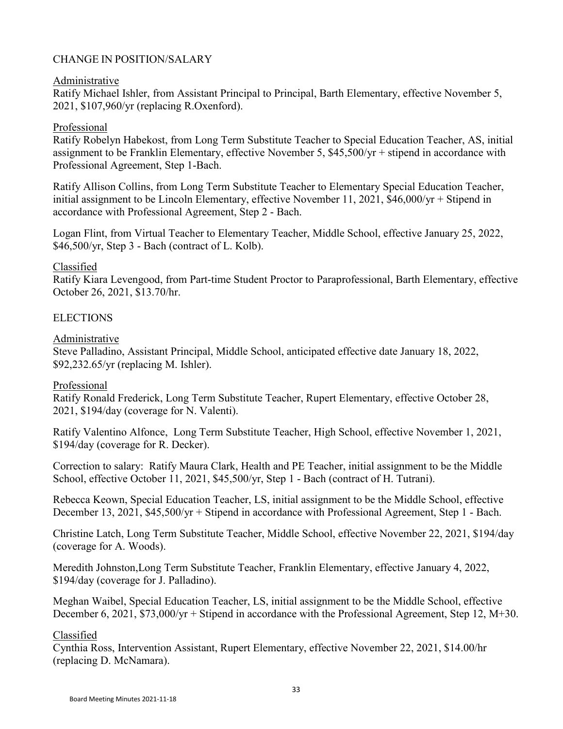## CHANGE IN POSITION/SALARY

Administrative

Ratify Michael Ishler, from Assistant Principal to Principal, Barth Elementary, effective November 5, 2021, $107,960/yr (replacing R.Oxenford).

Professional

Ratify Robelyn Habekost, from Long Term Substitute Teacher to Special Education Teacher, AS, initial assignment to be Franklin Elementary, effective November 5, $45,500/yr + stipend in accordance with Professional Agreement, Step 1-Bach.

Ratify Allison Collins, from Long Term Substitute Teacher to Elementary Special Education Teacher, initial assignment to be Lincoln Elementary, effective November 11, 2021, $46,000/yr + Stipend in accordance with Professional Agreement, Step 2 - Bach.

Logan Flint, from Virtual Teacher to Elementary Teacher, Middle School, effective January 25, 2022, $46,500/yr, Step 3 - Bach (contract of L. Kolb).

Classified

Ratify Kiara Levengood, from Part-time Student Proctor to Paraprofessional, Barth Elementary, effective October 26, 2021, $13.70/hr.

## ELECTIONS

Administrative

Steve Palladino, Assistant Principal, Middle School, anticipated effective date January 18, 2022, $92,232.65/yr (replacing M. Ishler).

Professional

Ratify Ronald Frederick, Long Term Substitute Teacher, Rupert Elementary, effective October 28, 2021, $194/day (coverage for N. Valenti).

Ratify Valentino Alfonce, Long Term Substitute Teacher, High School, effective November 1, 2021, $194/day (coverage for R. Decker).

Correction to salary: Ratify Maura Clark, Health and PE Teacher, initial assignment to be the Middle School, effective October 11, 2021, $45,500/yr, Step 1 - Bach (contract of H. Tutrani).

Rebecca Keown, Special Education Teacher, LS, initial assignment to be the Middle School, effective December 13, 2021, $45,500/yr + Stipend in accordance with Professional Agreement, Step 1 - Bach.

Christine Latch, Long Term Substitute Teacher, Middle School, effective November 22, 2021, $194/day (coverage for A. Woods).

Meredith Johnston,Long Term Substitute Teacher, Franklin Elementary, effective January 4, 2022, $194/day (coverage for J. Palladino).

Meghan Waibel, Special Education Teacher, LS, initial assignment to be the Middle School, effective December 6, 2021, $73,000/yr + Stipend in accordance with the Professional Agreement, Step 12, M+30.

Classified

Cynthia Ross, Intervention Assistant, Rupert Elementary, effective November 22, 2021, $14.00/hr (replacing D. McNamara).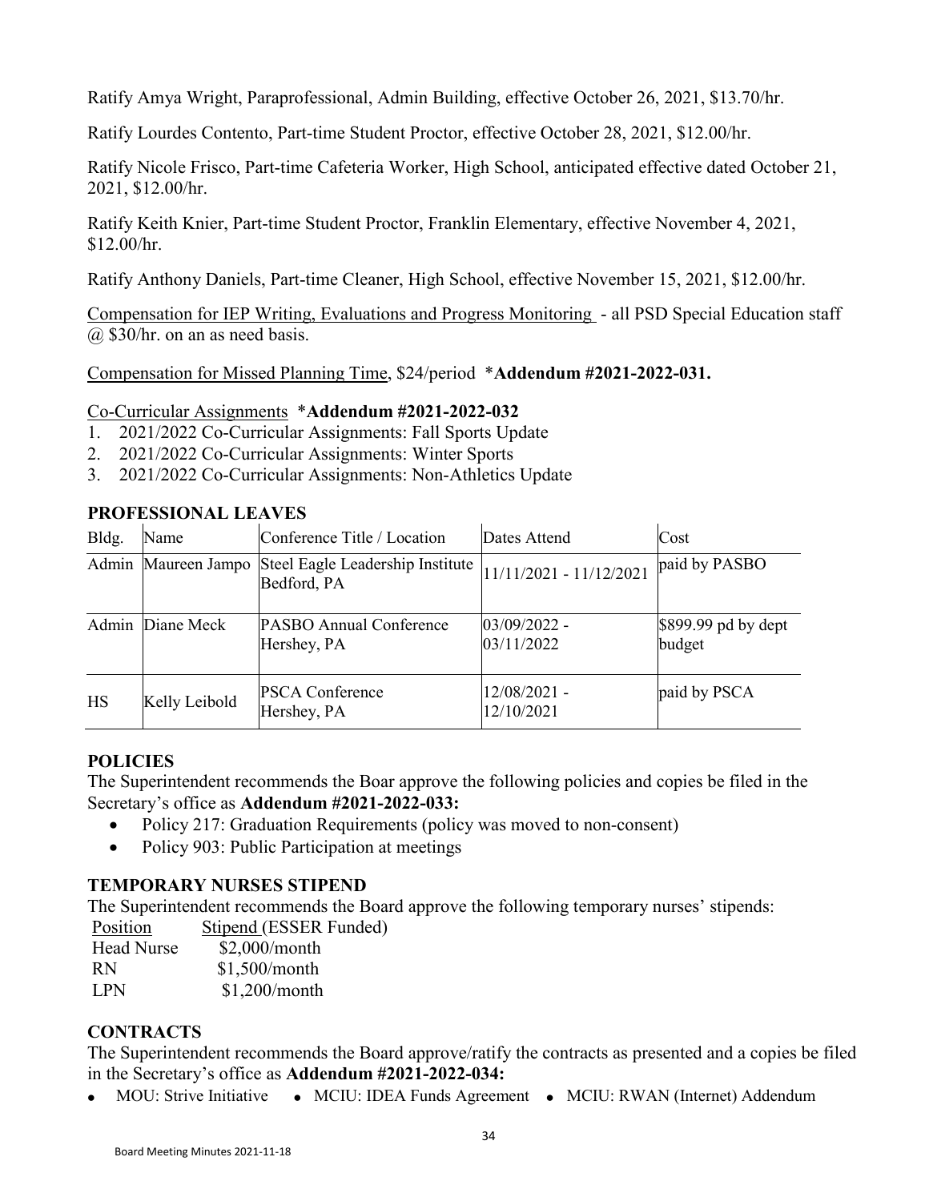Ratify Amya Wright, Paraprofessional, Admin Building, effective October 26, 2021, $13.70/hr.

Ratify Lourdes Contento, Part-time Student Proctor, effective October 28, 2021, $12.00/hr.

Ratify Nicole Frisco, Part-time Cafeteria Worker, High School, anticipated effective dated October 21, 2021, $12.00/hr.

Ratify Keith Knier, Part-time Student Proctor, Franklin Elementary, effective November 4, 2021, $12.00/hr.

Ratify Anthony Daniels, Part-time Cleaner, High School, effective November 15, 2021, $12.00/hr.

Compensation for IEP Writing, Evaluations and Progress Monitoring - all PSD Special Education staff @ $30/hr. on an as need basis.

Compensation for Missed Planning Time, $24/period *<b>Addendum #2021-2022-031.</b>

Co-Curricular Assignments *<b>Addendum #2021-2022-032</b>

1. 2021/2022 Co-Curricular Assignments: Fall Sports Update
2. 2021/2022 Co-Curricular Assignments: Winter Sports
3. 2021/2022 Co-Curricular Assignments: Non-Athletics Update

## PROFESSIONAL LEAVES

| Bldg. | Name | Conference Title / Location | Dates Attend | Cost |
|---|---|---|---|---|
| Admin | Maureen Jampo | Steel Eagle Leadership Institute Bedford, PA | 11/11/2021 - 11/12/2021 | paid by PASBO |
| Admin | Diane Meck | PASBO Annual Conference Hershey, PA | 03/09/2022 - 03/11/2022 | $899.99 pd by dept budget |
| HS | Kelly Leibold | PSCA Conference Hershey, PA | 12/08/2021 - 12/10/2021 | paid by PSCA |

## POLICIES

The Superintendent recommends the Boar approve the following policies and copies be filed in the Secretary's office as **Addendum #2021-2022-033:**

- Policy 217: Graduation Requirements (policy was moved to non-consent)
- Policy 903: Public Participation at meetings

## TEMPORARY NURSES STIPEND

The Superintendent recommends the Board approve the following temporary nurses' stipends:

| Position | Stipend (ESSER Funded) |
|---|---|
| Head Nurse | $2,000/month |
| RN | $1,500/month |
| LPN | $1,200/month |

## CONTRACTS

The Superintendent recommends the Board approve/ratify the contracts as presented and a copies be filed in the Secretary's office as **Addendum #2021-2022-034:**

- MOU: Strive Initiative
- MCIU: IDEA Funds Agreement
- MCIU: RWAN (Internet) Addendum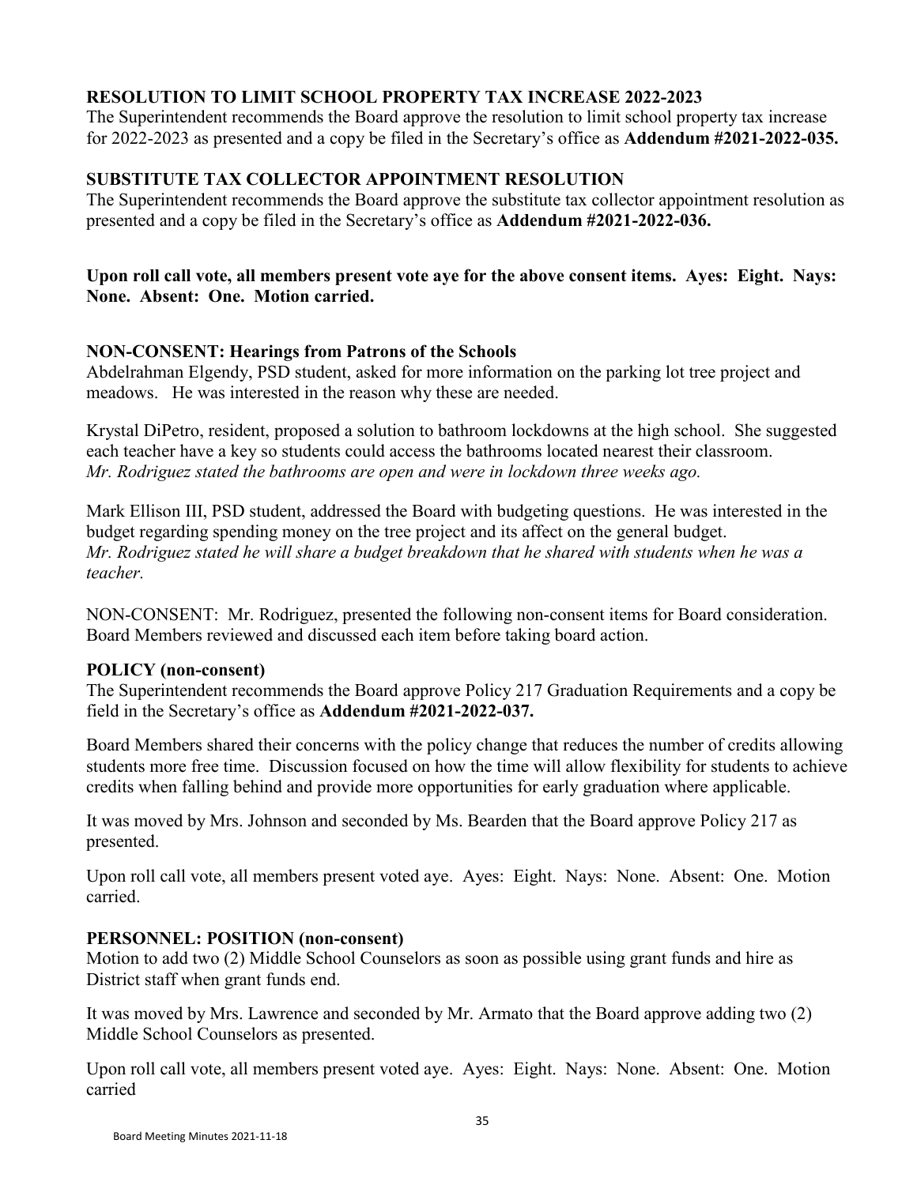### RESOLUTION TO LIMIT SCHOOL PROPERTY TAX INCREASE 2022-2023

The Superintendent recommends the Board approve the resolution to limit school property tax increase for 2022-2023 as presented and a copy be filed in the Secretary's office as **Addendum #2021-2022-035.**

### SUBSTITUTE TAX COLLECTOR APPOINTMENT RESOLUTION

The Superintendent recommends the Board approve the substitute tax collector appointment resolution as presented and a copy be filed in the Secretary's office as **Addendum #2021-2022-036.**

**Upon roll call vote, all members present vote aye for the above consent items. Ayes: Eight. Nays: None. Absent: One. Motion carried.**

### NON-CONSENT: Hearings from Patrons of the Schools

Abdelrahman Elgendy, PSD student, asked for more information on the parking lot tree project and meadows. He was interested in the reason why these are needed.

Krystal DiPetro, resident, proposed a solution to bathroom lockdowns at the high school. She suggested each teacher have a key so students could access the bathrooms located nearest their classroom.
*Mr. Rodriguez stated the bathrooms are open and were in lockdown three weeks ago.*

Mark Ellison III, PSD student, addressed the Board with budgeting questions. He was interested in the budget regarding spending money on the tree project and its affect on the general budget.
*Mr. Rodriguez stated he will share a budget breakdown that he shared with students when he was a teacher.*

NON-CONSENT: Mr. Rodriguez, presented the following non-consent items for Board consideration. Board Members reviewed and discussed each item before taking board action.

### POLICY (non-consent)

The Superintendent recommends the Board approve Policy 217 Graduation Requirements and a copy be field in the Secretary's office as **Addendum #2021-2022-037.**

Board Members shared their concerns with the policy change that reduces the number of credits allowing students more free time. Discussion focused on how the time will allow flexibility for students to achieve credits when falling behind and provide more opportunities for early graduation where applicable.

It was moved by Mrs. Johnson and seconded by Ms. Bearden that the Board approve Policy 217 as presented.

Upon roll call vote, all members present voted aye. Ayes: Eight. Nays: None. Absent: One. Motion carried.

### PERSONNEL: POSITION (non-consent)

Motion to add two (2) Middle School Counselors as soon as possible using grant funds and hire as District staff when grant funds end.

It was moved by Mrs. Lawrence and seconded by Mr. Armato that the Board approve adding two (2) Middle School Counselors as presented.

Upon roll call vote, all members present voted aye. Ayes: Eight. Nays: None. Absent: One. Motion carried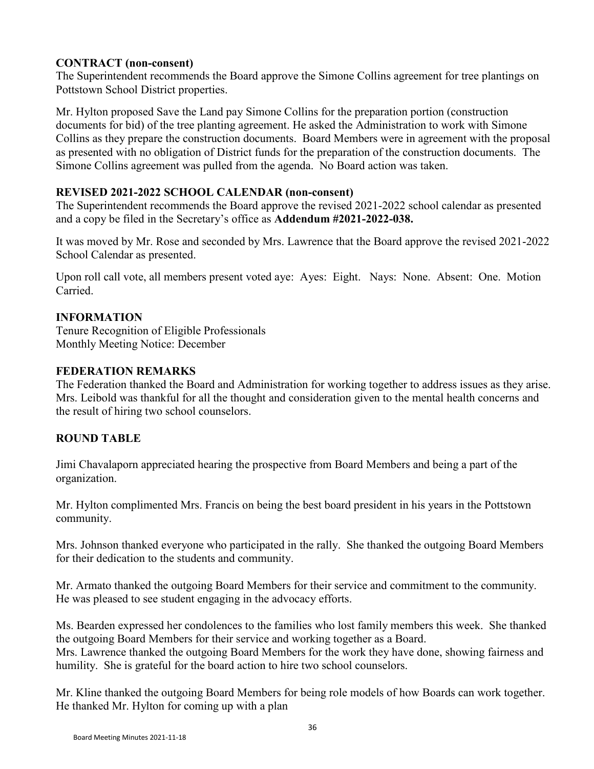### CONTRACT (non-consent)

The Superintendent recommends the Board approve the Simone Collins agreement for tree plantings on Pottstown School District properties.

Mr. Hylton proposed Save the Land pay Simone Collins for the preparation portion (construction documents for bid) of the tree planting agreement. He asked the Administration to work with Simone Collins as they prepare the construction documents. Board Members were in agreement with the proposal as presented with no obligation of District funds for the preparation of the construction documents. The Simone Collins agreement was pulled from the agenda. No Board action was taken.

### REVISED 2021-2022 SCHOOL CALENDAR (non-consent)

The Superintendent recommends the Board approve the revised 2021-2022 school calendar as presented and a copy be filed in the Secretary's office as **Addendum #2021-2022-038.**

It was moved by Mr. Rose and seconded by Mrs. Lawrence that the Board approve the revised 2021-2022 School Calendar as presented.

Upon roll call vote, all members present voted aye: Ayes: Eight. Nays: None. Absent: One. Motion Carried.

### INFORMATION

Tenure Recognition of Eligible Professionals
Monthly Meeting Notice: December

### FEDERATION REMARKS

The Federation thanked the Board and Administration for working together to address issues as they arise. Mrs. Leibold was thankful for all the thought and consideration given to the mental health concerns and the result of hiring two school counselors.

### ROUND TABLE

Jimi Chavalaporn appreciated hearing the prospective from Board Members and being a part of the organization.

Mr. Hylton complimented Mrs. Francis on being the best board president in his years in the Pottstown community.

Mrs. Johnson thanked everyone who participated in the rally. She thanked the outgoing Board Members for their dedication to the students and community.

Mr. Armato thanked the outgoing Board Members for their service and commitment to the community. He was pleased to see student engaging in the advocacy efforts.

Ms. Bearden expressed her condolences to the families who lost family members this week. She thanked the outgoing Board Members for their service and working together as a Board.
Mrs. Lawrence thanked the outgoing Board Members for the work they have done, showing fairness and humility. She is grateful for the board action to hire two school counselors.

Mr. Kline thanked the outgoing Board Members for being role models of how Boards can work together. He thanked Mr. Hylton for coming up with a plan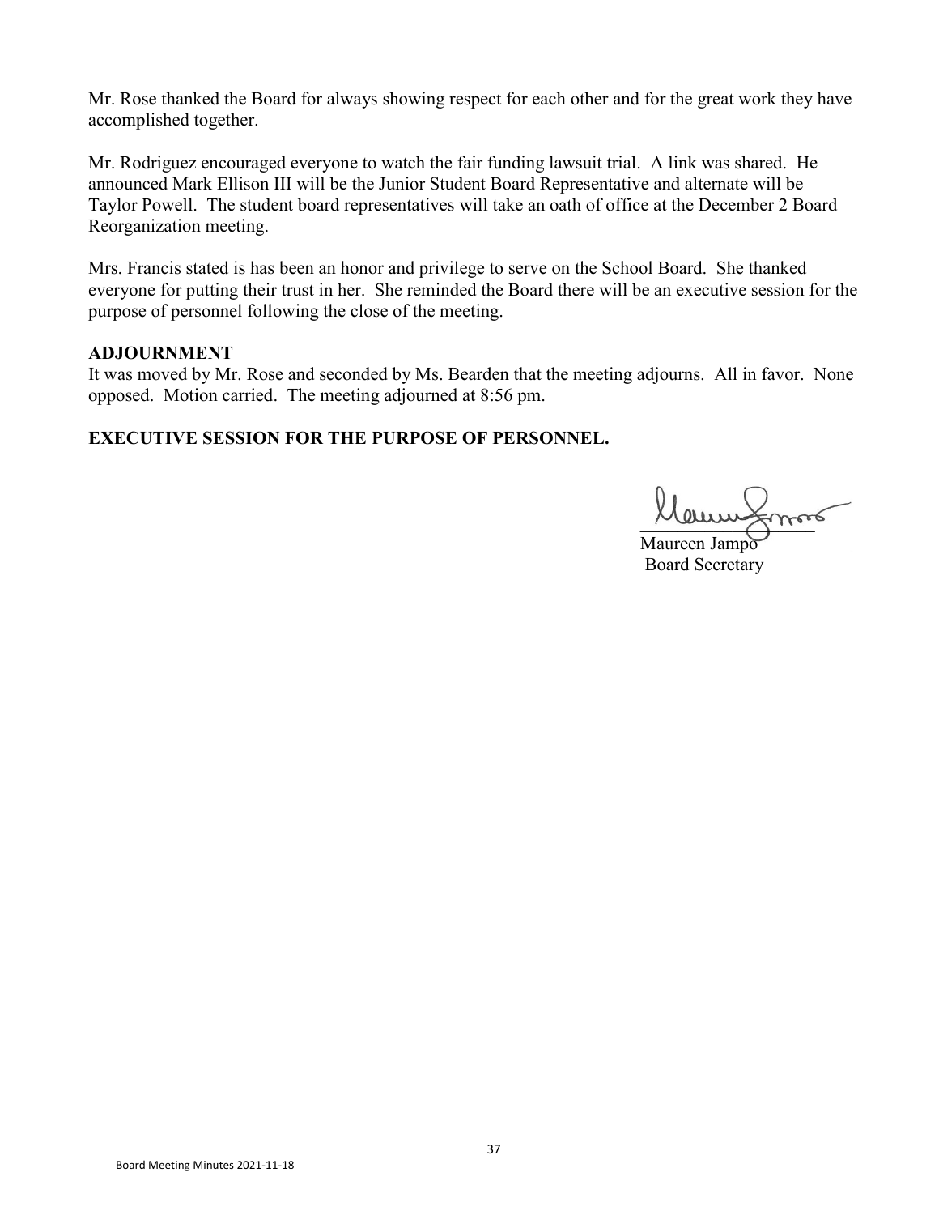Mr. Rose thanked the Board for always showing respect for each other and for the great work they have accomplished together.

Mr. Rodriguez encouraged everyone to watch the fair funding lawsuit trial. A link was shared. He announced Mark Ellison III will be the Junior Student Board Representative and alternate will be Taylor Powell. The student board representatives will take an oath of office at the December 2 Board Reorganization meeting.

Mrs. Francis stated is has been an honor and privilege to serve on the School Board. She thanked everyone for putting their trust in her. She reminded the Board there will be an executive session for the purpose of personnel following the close of the meeting.

**ADJOURNMENT**

It was moved by Mr. Rose and seconded by Ms. Bearden that the meeting adjourns. All in favor. None opposed. Motion carried. The meeting adjourned at 8:56 pm.

**EXECUTIVE SESSION FOR THE PURPOSE OF PERSONNEL.**

Maureen Jampo
Board Secretary